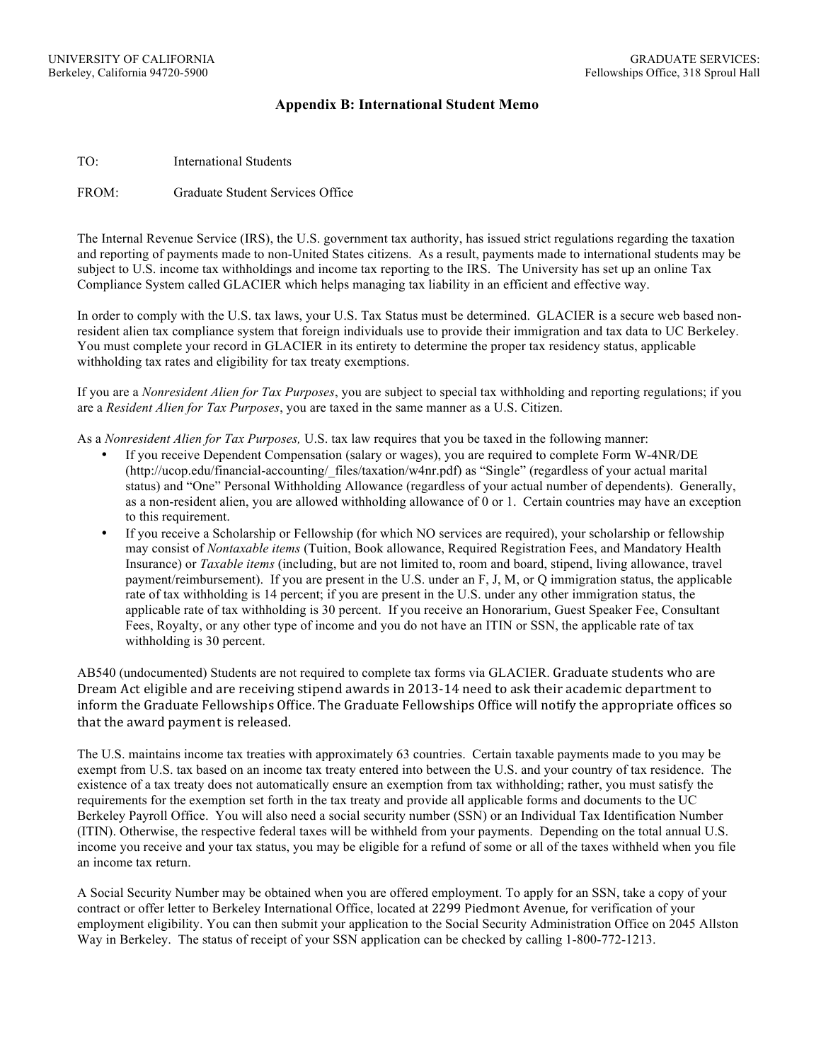UNIVERSITY OF CALIFORNIA
Berkeley, California 94720-5900

GRADUATE SERVICES:
Fellowships Office, 318 Sproul Hall

## Appendix B: International Student Memo

TO: International Students

FROM: Graduate Student Services Office

The Internal Revenue Service (IRS), the U.S. government tax authority, has issued strict regulations regarding the taxation and reporting of payments made to non-United States citizens. As a result, payments made to international students may be subject to U.S. income tax withholdings and income tax reporting to the IRS. The University has set up an online Tax Compliance System called GLACIER which helps managing tax liability in an efficient and effective way.

In order to comply with the U.S. tax laws, your U.S. Tax Status must be determined. GLACIER is a secure web based non-resident alien tax compliance system that foreign individuals use to provide their immigration and tax data to UC Berkeley. You must complete your record in GLACIER in its entirety to determine the proper tax residency status, applicable withholding tax rates and eligibility for tax treaty exemptions.

If you are a *Nonresident Alien for Tax Purposes*, you are subject to special tax withholding and reporting regulations; if you are a *Resident Alien for Tax Purposes*, you are taxed in the same manner as a U.S. Citizen.

As a *Nonresident Alien for Tax Purposes,* U.S. tax law requires that you be taxed in the following manner:

- If you receive Dependent Compensation (salary or wages), you are required to complete Form W-4NR/DE (http://ucop.edu/financial-accounting/_files/taxation/w4nr.pdf) as "Single" (regardless of your actual marital status) and "One" Personal Withholding Allowance (regardless of your actual number of dependents). Generally, as a non-resident alien, you are allowed withholding allowance of 0 or 1. Certain countries may have an exception to this requirement.
- If you receive a Scholarship or Fellowship (for which NO services are required), your scholarship or fellowship may consist of *Nontaxable items* (Tuition, Book allowance, Required Registration Fees, and Mandatory Health Insurance) or *Taxable items* (including, but are not limited to, room and board, stipend, living allowance, travel payment/reimbursement). If you are present in the U.S. under an F, J, M, or Q immigration status, the applicable rate of tax withholding is 14 percent; if you are present in the U.S. under any other immigration status, the applicable rate of tax withholding is 30 percent. If you receive an Honorarium, Guest Speaker Fee, Consultant Fees, Royalty, or any other type of income and you do not have an ITIN or SSN, the applicable rate of tax withholding is 30 percent.

AB540 (undocumented) Students are not required to complete tax forms via GLACIER. Graduate students who are Dream Act eligible and are receiving stipend awards in 2013-14 need to ask their academic department to inform the Graduate Fellowships Office. The Graduate Fellowships Office will notify the appropriate offices so that the award payment is released.

The U.S. maintains income tax treaties with approximately 63 countries. Certain taxable payments made to you may be exempt from U.S. tax based on an income tax treaty entered into between the U.S. and your country of tax residence. The existence of a tax treaty does not automatically ensure an exemption from tax withholding; rather, you must satisfy the requirements for the exemption set forth in the tax treaty and provide all applicable forms and documents to the UC Berkeley Payroll Office. You will also need a social security number (SSN) or an Individual Tax Identification Number (ITIN). Otherwise, the respective federal taxes will be withheld from your payments. Depending on the total annual U.S. income you receive and your tax status, you may be eligible for a refund of some or all of the taxes withheld when you file an income tax return.

A Social Security Number may be obtained when you are offered employment. To apply for an SSN, take a copy of your contract or offer letter to Berkeley International Office, located at 2299 Piedmont Avenue, for verification of your employment eligibility. You can then submit your application to the Social Security Administration Office on 2045 Allston Way in Berkeley. The status of receipt of your SSN application can be checked by calling 1-800-772-1213.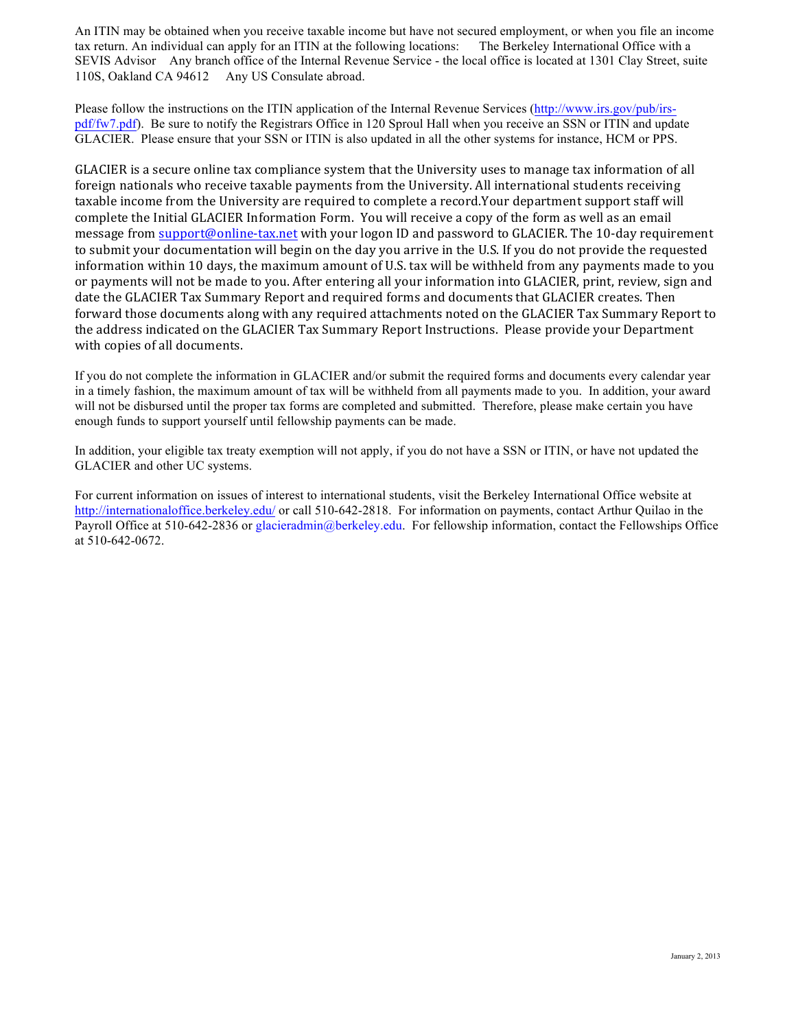An ITIN may be obtained when you receive taxable income but have not secured employment, or when you file an income tax return. An individual can apply for an ITIN at the following locations: The Berkeley International Office with a SEVIS Advisor Any branch office of the Internal Revenue Service - the local office is located at 1301 Clay Street, suite 110S, Oakland CA 94612 Any US Consulate abroad.

Please follow the instructions on the ITIN application of the Internal Revenue Services (http://www.irs.gov/pub/irs-pdf/fw7.pdf). Be sure to notify the Registrars Office in 120 Sproul Hall when you receive an SSN or ITIN and update GLACIER. Please ensure that your SSN or ITIN is also updated in all the other systems for instance, HCM or PPS.

GLACIER is a secure online tax compliance system that the University uses to manage tax information of all foreign nationals who receive taxable payments from the University. All international students receiving taxable income from the University are required to complete a record.Your department support staff will complete the Initial GLACIER Information Form. You will receive a copy of the form as well as an email message from support@online-tax.net with your logon ID and password to GLACIER. The 10-day requirement to submit your documentation will begin on the day you arrive in the U.S. If you do not provide the requested information within 10 days, the maximum amount of U.S. tax will be withheld from any payments made to you or payments will not be made to you. After entering all your information into GLACIER, print, review, sign and date the GLACIER Tax Summary Report and required forms and documents that GLACIER creates. Then forward those documents along with any required attachments noted on the GLACIER Tax Summary Report to the address indicated on the GLACIER Tax Summary Report Instructions. Please provide your Department with copies of all documents.

If you do not complete the information in GLACIER and/or submit the required forms and documents every calendar year in a timely fashion, the maximum amount of tax will be withheld from all payments made to you. In addition, your award will not be disbursed until the proper tax forms are completed and submitted. Therefore, please make certain you have enough funds to support yourself until fellowship payments can be made.

In addition, your eligible tax treaty exemption will not apply, if you do not have a SSN or ITIN, or have not updated the GLACIER and other UC systems.

For current information on issues of interest to international students, visit the Berkeley International Office website at http://internationaloffice.berkeley.edu/ or call 510-642-2818. For information on payments, contact Arthur Quilao in the Payroll Office at 510-642-2836 or glacieradmin@berkeley.edu. For fellowship information, contact the Fellowships Office at 510-642-0672.

January 2, 2013